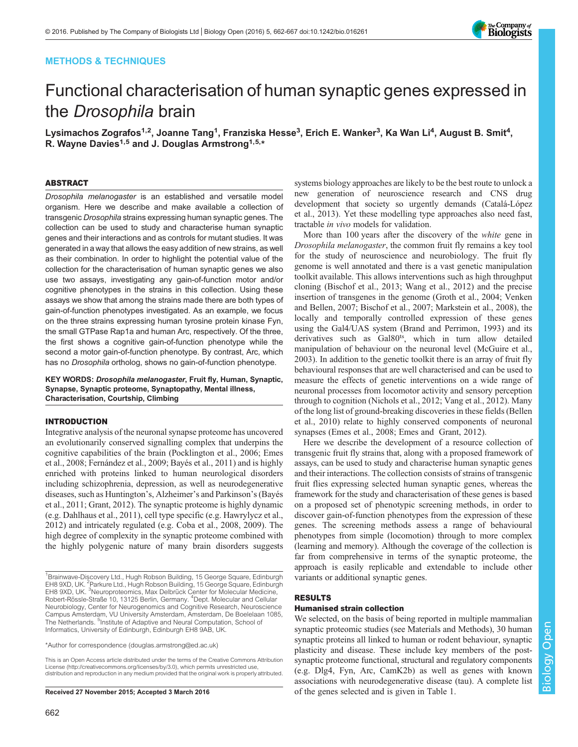METHODS & TECHNIQUES

# Functional characterisation of human synaptic genes expressed in the *Drosophila* brain

**Lysimachos Zografos[1,2], Joanne Tang[1], Franziska Hesse[3], Erich E. Wanker[3], Ka Wan Li[4], August B. Smit[4], R. Wayne Davies[1,5] and J. Douglas Armstrong[1,5,*]**

## ABSTRACT

*Drosophila melanogaster* is an established and versatile model organism. Here we describe and make available a collection of transgenic *Drosophila* strains expressing human synaptic genes. The collection can be used to study and characterise human synaptic genes and their interactions and as controls for mutant studies. It was generated in a way that allows the easy addition of new strains, as well as their combination. In order to highlight the potential value of the collection for the characterisation of human synaptic genes we also use two assays, investigating any gain-of-function motor and/or cognitive phenotypes in the strains in this collection. Using these assays we show that among the strains made there are both types of gain-of-function phenotypes investigated. As an example, we focus on the three strains expressing human tyrosine protein kinase Fyn, the small GTPase Rap1a and human Arc, respectively. Of the three, the first shows a cognitive gain-of-function phenotype while the second a motor gain-of-function phenotype. By contrast, Arc, which has no *Drosophila* ortholog, shows no gain-of-function phenotype.

**KEY WORDS: *Drosophila melanogaster*, Fruit fly, Human, Synaptic, Synapse, Synaptic proteome, Synaptopathy, Mental illness, Characterisation, Courtship, Climbing**

## INTRODUCTION

Integrative analysis of the neuronal synapse proteome has uncovered an evolutionarily conserved signalling complex that underpins the cognitive capabilities of the brain (Pocklington et al., 2006; Emes et al., 2008; Fernández et al., 2009; Bayés et al., 2011) and is highly enriched with proteins linked to human neurological disorders including schizophrenia, depression, as well as neurodegenerative diseases, such as Huntington's, Alzheimer's and Parkinson's (Bayés et al., 2011; Grant, 2012). The synaptic proteome is highly dynamic (e.g. Dahlhaus et al., 2011), cell type specific (e.g. Hawrylycz et al., 2012) and intricately regulated (e.g. Coba et al., 2008, 2009). The high degree of complexity in the synaptic proteome combined with the highly polygenic nature of many brain disorders suggests systems biology approaches are likely to be the best route to unlock a new generation of neuroscience research and CNS drug development that society so urgently demands (Catalá-López et al., 2013). Yet these modelling type approaches also need fast, tractable *in vivo* models for validation.

More than 100 years after the discovery of the *white* gene in *Drosophila melanogaster*, the common fruit fly remains a key tool for the study of neuroscience and neurobiology. The fruit fly genome is well annotated and there is a vast genetic manipulation toolkit available. This allows interventions such as high throughput cloning (Bischof et al., 2013; Wang et al., 2012) and the precise insertion of transgenes in the genome (Groth et al., 2004; Venken and Bellen, 2007; Bischof et al., 2007; Markstein et al., 2008), the locally and temporally controlled expression of these genes using the Gal4/UAS system (Brand and Perrimon, 1993) and its derivatives such as Gal80$^{ts}$, which in turn allow detailed manipulation of behaviour on the neuronal level (McGuire et al., 2003). In addition to the genetic toolkit there is an array of fruit fly behavioural responses that are well characterised and can be used to measure the effects of genetic interventions on a wide range of neuronal processes from locomotor activity and sensory perception through to cognition (Nichols et al., 2012; Vang et al., 2012). Many of the long list of ground-breaking discoveries in these fields (Bellen et al., 2010) relate to highly conserved components of neuronal synapses (Emes et al., 2008; Emes and Grant, 2012).

Here we describe the development of a resource collection of transgenic fruit fly strains that, along with a proposed framework of assays, can be used to study and characterise human synaptic genes and their interactions. The collection consists of strains of transgenic fruit flies expressing selected human synaptic genes, whereas the framework for the study and characterisation of these genes is based on a proposed set of phenotypic screening methods, in order to discover gain-of-function phenotypes from the expression of these genes. The screening methods assess a range of behavioural phenotypes from simple (locomotion) through to more complex (learning and memory). Although the coverage of the collection is far from comprehensive in terms of the synaptic proteome, the approach is easily replicable and extendable to include other variants or additional synaptic genes.

## RESULTS

### Humanised strain collection

We selected, on the basis of being reported in multiple mammalian synaptic proteomic studies (see Materials and Methods), 30 human synaptic proteins all linked to human or rodent behaviour, synaptic plasticity and disease. These include key members of the post-synaptic proteome functional, structural and regulatory components (e.g. Dlg4, Fyn, Arc, CamK2b) as well as genes with known associations with neurodegenerative disease (tau). A complete list of the genes selected and is given in Table 1.

[1]Brainwave-Discovery Ltd., Hugh Robson Building, 15 George Square, Edinburgh EH8 9XD, UK. [2]Parkure Ltd., Hugh Robson Building, 15 George Square, Edinburgh EH8 9XD, UK. [3]Neuroproteomics, Max Delbrück Center for Molecular Medicine, Robert-Rössle-Straße 10, 13125 Berlin, Germany. [4]Dept. Molecular and Cellular Neurobiology, Center for Neurogenomics and Cognitive Research, Neuroscience Campus Amsterdam, VU University Amsterdam, Amsterdam, De Boelelaan 1085, The Netherlands. [5]Institute of Adaptive and Neural Computation, School of Informatics, University of Edinburgh, Edinburgh EH8 9AB, UK.

*Author for correspondence (douglas.armstrong@ed.ac.uk)

This is an Open Access article distributed under the terms of the Creative Commons Attribution License (http://creativecommons.org/licenses/by/3.0), which permits unrestricted use, distribution and reproduction in any medium provided that the original work is properly attributed.

**Received 27 November 2015; Accepted 3 March 2016**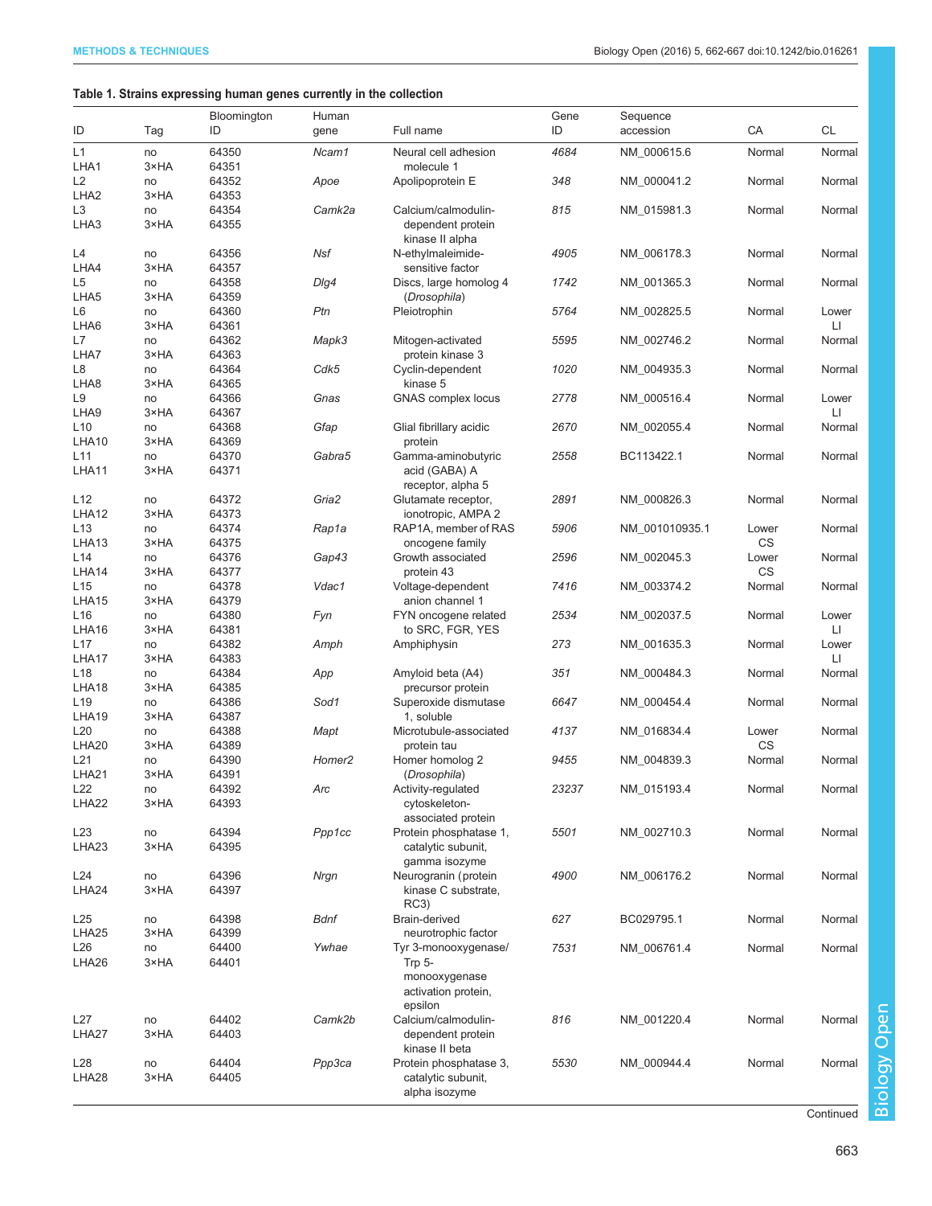**Table 1. Strains expressing human genes currently in the collection**

| ID | Tag | Bloomington ID | Human gene | Full name | Gene ID | Sequence accession | CA | CL |
|---|---|---|---|---|---|---|---|---|
| L1<br>LHA1 | no<br>3×HA | 64350<br>64351 | *Ncam1* | Neural cell adhesion molecule 1 | *4684* | NM_000615.6 | Normal | Normal |
| L2<br>LHA2 | no<br>3×HA | 64352<br>64353 | *Apoe* | Apolipoprotein E | *348* | NM_000041.2 | Normal | Normal |
| L3<br>LHA3 | no<br>3×HA | 64354<br>64355 | *Camk2a* | Calcium/calmodulin-dependent protein kinase II alpha | *815* | NM_015981.3 | Normal | Normal |
| L4<br>LHA4 | no<br>3×HA | 64356<br>64357 | *Nsf* | N-ethylmaleimide-sensitive factor | *4905* | NM_006178.3 | Normal | Normal |
| L5<br>LHA5 | no<br>3×HA | 64358<br>64359 | *Dlg4* | Discs, large homolog 4 (*Drosophila*) | *1742* | NM_001365.3 | Normal | Normal |
| L6<br>LHA6 | no<br>3×HA | 64360<br>64361 | *Ptn* | Pleiotrophin | *5764* | NM_002825.5 | Normal | Lower LI |
| L7<br>LHA7 | no<br>3×HA | 64362<br>64363 | *Mapk3* | Mitogen-activated protein kinase 3 | *5595* | NM_002746.2 | Normal | Normal |
| L8<br>LHA8 | no<br>3×HA | 64364<br>64365 | *Cdk5* | Cyclin-dependent kinase 5 | *1020* | NM_004935.3 | Normal | Normal |
| L9<br>LHA9 | no<br>3×HA | 64366<br>64367 | *Gnas* | GNAS complex locus | *2778* | NM_000516.4 | Normal | Lower LI |
| L10<br>LHA10 | no<br>3×HA | 64368<br>64369 | *Gfap* | Glial fibrillary acidic protein | *2670* | NM_002055.4 | Normal | Normal |
| L11<br>LHA11 | no<br>3×HA | 64370<br>64371 | *Gabra5* | Gamma-aminobutyric acid (GABA) A receptor, alpha 5 | *2558* | BC113422.1 | Normal | Normal |
| L12<br>LHA12 | no<br>3×HA | 64372<br>64373 | *Gria2* | Glutamate receptor, ionotropic, AMPA 2 | *2891* | NM_000826.3 | Normal | Normal |
| L13<br>LHA13 | no<br>3×HA | 64374<br>64375 | *Rap1a* | RAP1A, member of RAS oncogene family | *5906* | NM_001010935.1 | Lower CS | Normal |
| L14<br>LHA14 | no<br>3×HA | 64376<br>64377 | *Gap43* | Growth associated protein 43 | *2596* | NM_002045.3 | Lower CS | Normal |
| L15<br>LHA15 | no<br>3×HA | 64378<br>64379 | *Vdac1* | Voltage-dependent anion channel 1 | *7416* | NM_003374.2 | Normal | Normal |
| L16<br>LHA16 | no<br>3×HA | 64380<br>64381 | *Fyn* | FYN oncogene related to SRC, FGR, YES | *2534* | NM_002037.5 | Normal | Lower LI |
| L17<br>LHA17 | no<br>3×HA | 64382<br>64383 | *Amph* | Amphiphysin | *273* | NM_001635.3 | Normal | Lower LI |
| L18<br>LHA18 | no<br>3×HA | 64384<br>64385 | *App* | Amyloid beta (A4) precursor protein | *351* | NM_000484.3 | Normal | Normal |
| L19<br>LHA19 | no<br>3×HA | 64386<br>64387 | *Sod1* | Superoxide dismutase 1, soluble | *6647* | NM_000454.4 | Normal | Normal |
| L20<br>LHA20 | no<br>3×HA | 64388<br>64389 | *Mapt* | Microtubule-associated protein tau | *4137* | NM_016834.4 | Lower CS | Normal |
| L21<br>LHA21 | no<br>3×HA | 64390<br>64391 | *Homer2* | Homer homolog 2 (*Drosophila*) | *9455* | NM_004839.3 | Normal | Normal |
| L22<br>LHA22 | no<br>3×HA | 64392<br>64393 | *Arc* | Activity-regulated cytoskeleton-associated protein | *23237* | NM_015193.4 | Normal | Normal |
| L23<br>LHA23 | no<br>3×HA | 64394<br>64395 | *Ppp1cc* | Protein phosphatase 1, catalytic subunit, gamma isozyme | *5501* | NM_002710.3 | Normal | Normal |
| L24<br>LHA24 | no<br>3×HA | 64396<br>64397 | *Nrgn* | Neurogranin (protein kinase C substrate, RC3) | *4900* | NM_006176.2 | Normal | Normal |
| L25<br>LHA25 | no<br>3×HA | 64398<br>64399 | *Bdnf* | Brain-derived neurotrophic factor | *627* | BC029795.1 | Normal | Normal |
| L26<br>LHA26 | no<br>3×HA | 64400<br>64401 | *Ywhae* | Tyr 3-monooxygenase/Trp 5-monooxygenase activation protein, epsilon | *7531* | NM_006761.4 | Normal | Normal |
| L27<br>LHA27 | no<br>3×HA | 64402<br>64403 | *Camk2b* | Calcium/calmodulin-dependent protein kinase II beta | *816* | NM_001220.4 | Normal | Normal |
| L28<br>LHA28 | no<br>3×HA | 64404<br>64405 | *Ppp3ca* | Protein phosphatase 3, catalytic subunit, alpha isozyme | *5530* | NM_000944.4 | Normal | Normal |

Continued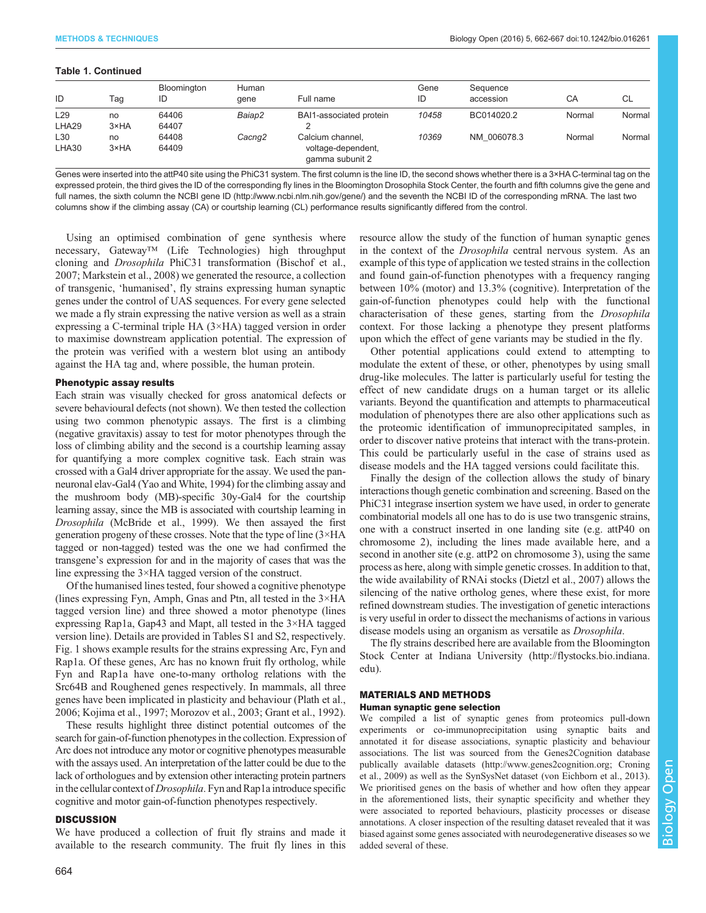**Table 1. Continued**

| ID | Tag | Bloomington ID | Human gene | Full name | Gene ID | Sequence accession | CA | CL |
|---|---|---|---|---|---|---|---|---|
| L29 | no | 64406 | *Baiap2* | BAI1-associated protein 2 | *10458* | BC014020.2 | Normal | Normal |
| LHA29 | 3×HA | 64407 | | | | | | |
| L30 | no | 64408 | *Cacng2* | Calcium channel, voltage-dependent, gamma subunit 2 | *10369* | NM_006078.3 | Normal | Normal |
| LHA30 | 3×HA | 64409 | | | | | | |

Genes were inserted into the attP40 site using the PhiC31 system. The first column is the line ID, the second shows whether there is a 3×HA C-terminal tag on the expressed protein, the third gives the ID of the corresponding fly lines in the Bloomington Drosophila Stock Center, the fourth and fifth columns give the gene and full names, the sixth column the NCBI gene ID (http://www.ncbi.nlm.nih.gov/gene/) and the seventh the NCBI ID of the corresponding mRNA. The last two columns show if the climbing assay (CA) or courtship learning (CL) performance results significantly differed from the control.

Using an optimised combination of gene synthesis where necessary, Gateway™ (Life Technologies) high throughput cloning and *Drosophila* PhiC31 transformation (Bischof et al., 2007; Markstein et al., 2008) we generated the resource, a collection of transgenic, 'humanised', fly strains expressing human synaptic genes under the control of UAS sequences. For every gene selected we made a fly strain expressing the native version as well as a strain expressing a C-terminal triple HA (3×HA) tagged version in order to maximise downstream application potential. The expression of the protein was verified with a western blot using an antibody against the HA tag and, where possible, the human protein.

#### Phenotypic assay results

Each strain was visually checked for gross anatomical defects or severe behavioural defects (not shown). We then tested the collection using two common phenotypic assays. The first is a climbing (negative gravitaxis) assay to test for motor phenotypes through the loss of climbing ability and the second is a courtship learning assay for quantifying a more complex cognitive task. Each strain was crossed with a Gal4 driver appropriate for the assay. We used the pan-neuronal elav-Gal4 (Yao and White, 1994) for the climbing assay and the mushroom body (MB)-specific 30y-Gal4 for the courtship learning assay, since the MB is associated with courtship learning in *Drosophila* (McBride et al., 1999). We then assayed the first generation progeny of these crosses. Note that the type of line (3×HA tagged or non-tagged) tested was the one we had confirmed the transgene's expression for and in the majority of cases that was the line expressing the 3×HA tagged version of the construct.

Of the humanised lines tested, four showed a cognitive phenotype (lines expressing Fyn, Amph, Gnas and Ptn, all tested in the 3×HA tagged version line) and three showed a motor phenotype (lines expressing Rap1a, Gap43 and Mapt, all tested in the 3×HA tagged version line). Details are provided in Tables S1 and S2, respectively. Fig. 1 shows example results for the strains expressing Arc, Fyn and Rap1a. Of these genes, Arc has no known fruit fly ortholog, while Fyn and Rap1a have one-to-many ortholog relations with the Src64B and Roughened genes respectively. In mammals, all three genes have been implicated in plasticity and behaviour (Plath et al., 2006; Kojima et al., 1997; Morozov et al., 2003; Grant et al., 1992).

These results highlight three distinct potential outcomes of the search for gain-of-function phenotypes in the collection. Expression of Arc does not introduce any motor or cognitive phenotypes measurable with the assays used. An interpretation of the latter could be due to the lack of orthologues and by extension other interacting protein partners in the cellular context of *Drosophila*. Fyn and Rap1a introduce specific cognitive and motor gain-of-function phenotypes respectively.

## DISCUSSION

We have produced a collection of fruit fly strains and made it available to the research community. The fruit fly lines in this resource allow the study of the function of human synaptic genes in the context of the *Drosophila* central nervous system. As an example of this type of application we tested strains in the collection and found gain-of-function phenotypes with a frequency ranging between 10% (motor) and 13.3% (cognitive). Interpretation of the gain-of-function phenotypes could help with the functional characterisation of these genes, starting from the *Drosophila* context. For those lacking a phenotype they present platforms upon which the effect of gene variants may be studied in the fly.

Other potential applications could extend to attempting to modulate the extent of these, or other, phenotypes by using small drug-like molecules. The latter is particularly useful for testing the effect of new candidate drugs on a human target or its allelic variants. Beyond the quantification and attempts to pharmaceutical modulation of phenotypes there are also other applications such as the proteomic identification of immunoprecipitated samples, in order to discover native proteins that interact with the trans-protein. This could be particularly useful in the case of strains used as disease models and the HA tagged versions could facilitate this.

Finally the design of the collection allows the study of binary interactions though genetic combination and screening. Based on the PhiC31 integrase insertion system we have used, in order to generate combinatorial models all one has to do is use two transgenic strains, one with a construct inserted in one landing site (e.g. attP40 on chromosome 2), including the lines made available here, and a second in another site (e.g. attP2 on chromosome 3), using the same process as here, along with simple genetic crosses. In addition to that, the wide availability of RNAi stocks (Dietzl et al., 2007) allows the silencing of the native ortholog genes, where these exist, for more refined downstream studies. The investigation of genetic interactions is very useful in order to dissect the mechanisms of actions in various disease models using an organism as versatile as *Drosophila*.

The fly strains described here are available from the Bloomington Stock Center at Indiana University (http://flystocks.bio.indiana.edu).

## MATERIALS AND METHODS

#### Human synaptic gene selection

We compiled a list of synaptic genes from proteomics pull-down experiments or co-immunoprecipitation using synaptic baits and annotated it for disease associations, synaptic plasticity and behaviour associations. The list was sourced from the Genes2Cognition database publically available datasets (http://www.genes2cognition.org; Croning et al., 2009) as well as the SynSysNet dataset (von Eichborn et al., 2013). We prioritised genes on the basis of whether and how often they appear in the aforementioned lists, their synaptic specificity and whether they were associated to reported behaviours, plasticity processes or disease annotations. A closer inspection of the resulting dataset revealed that it was biased against some genes associated with neurodegenerative diseases so we added several of these.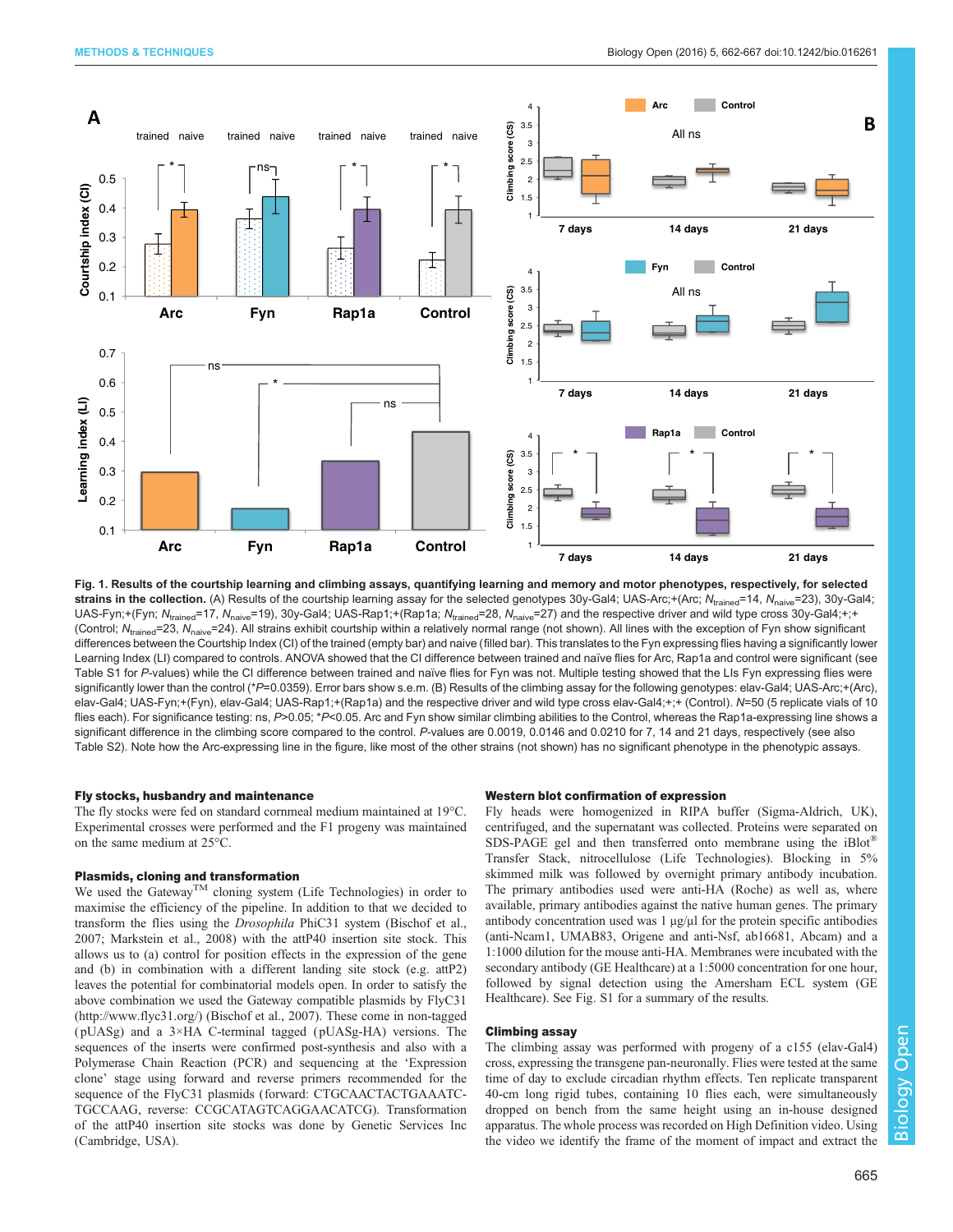A

trained naive trained naive trained naive trained naive

Courtship index (CI)

0.5
0.4
0.3
0.2
0.1

\* ns \* \*

Arc Fyn Rap1a Control

Learning index (LI)

0.7
0.6
0.5
0.4
0.3
0.2
0.1

ns
\*
ns

Arc Fyn Rap1a Control

B

Arc Control

All ns

Climbing score (CS)

4
3.5
3
2.5
2
1.5
1

7 days 14 days 21 days

Fyn Control

All ns

Climbing score (CS)

4
3.5
3
2.5
2
1.5
1

7 days 14 days 21 days

Rap1a Control

\* \* \*

Climbing score (CS)

4
3.5
3
2.5
2
1.5
1

7 days 14 days 21 days

**Fig. 1. Results of the courtship learning and climbing assays, quantifying learning and memory and motor phenotypes, respectively, for selected strains in the collection.** (A) Results of the courtship learning assay for the selected genotypes 30y-Gal4; UAS-Arc;+(Arc; $N_{trained}$=14, $N_{naive}$=23), 30y-Gal4; UAS-Fyn;+(Fyn; $N_{trained}$=17, $N_{naive}$=19), 30y-Gal4; UAS-Rap1;+(Rap1a; $N_{trained}$=28, $N_{naive}$=27) and the respective driver and wild type cross 30y-Gal4;+;+ (Control; $N_{trained}$=23, $N_{naive}$=24). All strains exhibit courtship within a relatively normal range (not shown). All lines with the exception of Fyn show significant differences between the Courtship Index (CI) of the trained (empty bar) and naive (filled bar). This translates to the Fyn expressing flies having a significantly lower Learning Index (LI) compared to controls. ANOVA showed that the CI difference between trained and naïve flies for Arc, Rap1a and control were significant (see Table S1 for *P*-values) while the CI difference between trained and naïve flies for Fyn was not. Multiple testing showed that the LIs Fyn expressing flies were significantly lower than the control (\**P*=0.0359). Error bars show s.e.m. (B) Results of the climbing assay for the following genotypes: elav-Gal4; UAS-Arc;+(Arc), elav-Gal4; UAS-Fyn;+(Fyn), elav-Gal4; UAS-Rap1;+(Rap1a) and the respective driver and wild type cross elav-Gal4;+;+ (Control). *N*=50 (5 replicate vials of 10 flies each). For significance testing: ns, *P*>0.05; \**P*<0.05. Arc and Fyn show similar climbing abilities to the Control, whereas the Rap1a-expressing line shows a significant difference in the climbing score compared to the control. *P*-values are 0.0019, 0.0146 and 0.0210 for 7, 14 and 21 days, respectively (see also Table S2). Note how the Arc-expressing line in the figure, like most of the other strains (not shown) has no significant phenotype in the phenotypic assays.

### Fly stocks, husbandry and maintenance

The fly stocks were fed on standard cornmeal medium maintained at 19°C. Experimental crosses were performed and the F1 progeny was maintained on the same medium at 25°C.

### Plasmids, cloning and transformation

We used the Gateway™ cloning system (Life Technologies) in order to maximise the efficiency of the pipeline. In addition to that we decided to transform the flies using the *Drosophila* PhiC31 system (Bischof et al., 2007; Markstein et al., 2008) with the attP40 insertion site stock. This allows us to (a) control for position effects in the expression of the gene and (b) in combination with a different landing site stock (e.g. attP2) leaves the potential for combinatorial models open. In order to satisfy the above combination we used the Gateway compatible plasmids by FlyC31 (http://www.flyc31.org/) (Bischof et al., 2007). These come in non-tagged (pUASg) and a 3×HA C-terminal tagged (pUASg-HA) versions. The sequences of the inserts were confirmed post-synthesis and also with a Polymerase Chain Reaction (PCR) and sequencing at the 'Expression clone' stage using forward and reverse primers recommended for the sequence of the FlyC31 plasmids (forward: CTGCAACTACTGAAATC-TGCCAAG, reverse: CCGCATAGTCAGGAACATCG). Transformation of the attP40 insertion site stocks was done by Genetic Services Inc (Cambridge, USA).

### Western blot confirmation of expression

Fly heads were homogenized in RIPA buffer (Sigma-Aldrich, UK), centrifuged, and the supernatant was collected. Proteins were separated on SDS-PAGE gel and then transferred onto membrane using the iBlot® Transfer Stack, nitrocellulose (Life Technologies). Blocking in 5% skimmed milk was followed by overnight primary antibody incubation. The primary antibodies used were anti-HA (Roche) as well as, where available, primary antibodies against the native human genes. The primary antibody concentration used was 1 µg/µl for the protein specific antibodies (anti-Ncam1, UMAB83, Origene and anti-Nsf, ab16681, Abcam) and a 1:1000 dilution for the mouse anti-HA. Membranes were incubated with the secondary antibody (GE Healthcare) at a 1:5000 concentration for one hour, followed by signal detection using the Amersham ECL system (GE Healthcare). See Fig. S1 for a summary of the results.

### Climbing assay

The climbing assay was performed with progeny of a c155 (elav-Gal4) cross, expressing the transgene pan-neuronally. Flies were tested at the same time of day to exclude circadian rhythm effects. Ten replicate transparent 40-cm long rigid tubes, containing 10 flies each, were simultaneously dropped on bench from the same height using an in-house designed apparatus. The whole process was recorded on High Definition video. Using the video we identify the frame of the moment of impact and extract the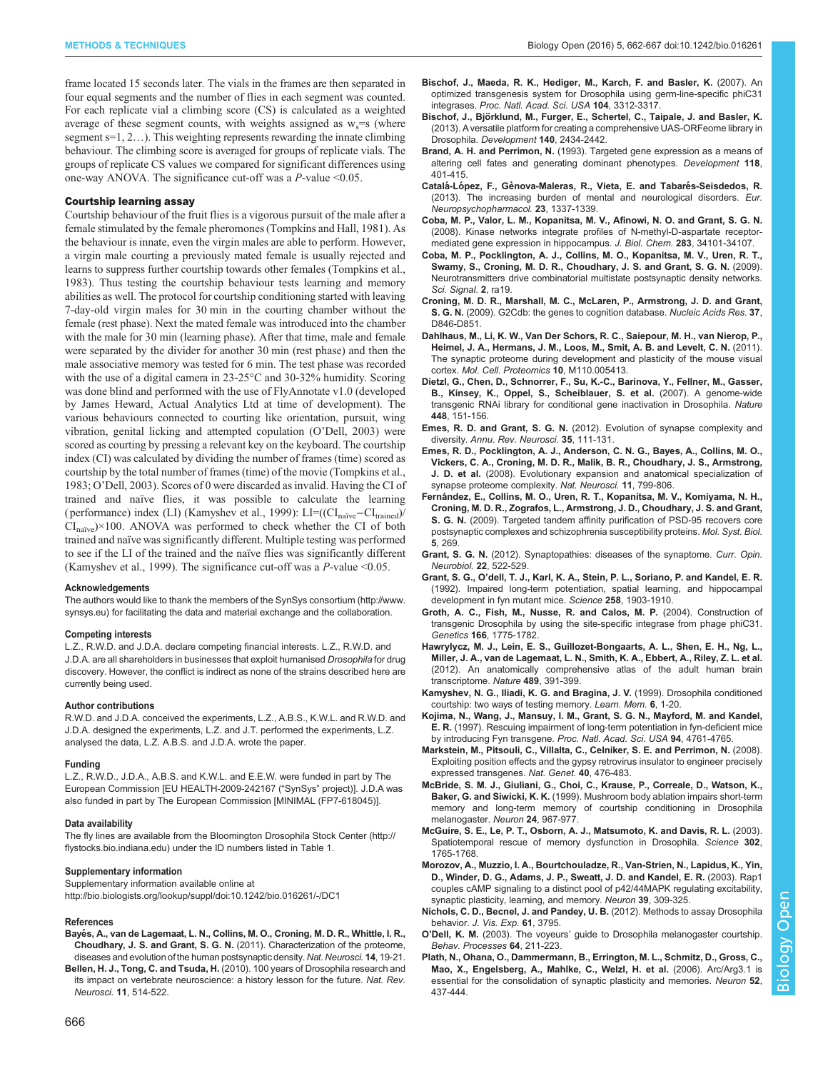frame located 15 seconds later. The vials in the frames are then separated in four equal segments and the number of flies in each segment was counted. For each replicate vial a climbing score (CS) is calculated as a weighted average of these segment counts, with weights assigned as $w_s$=s (where segment s=1, 2…). This weighting represents rewarding the innate climbing behaviour. The climbing score is averaged for groups of replicate vials. The groups of replicate CS values we compared for significant differences using one-way ANOVA. The significance cut-off was a *P*-value <0.05.

### Courtship learning assay

Courtship behaviour of the fruit flies is a vigorous pursuit of the male after a female stimulated by the female pheromones (Tompkins and Hall, 1981). As the behaviour is innate, even the virgin males are able to perform. However, a virgin male courting a previously mated female is usually rejected and learns to suppress further courtship towards other females (Tompkins et al., 1983). Thus testing the courtship behaviour tests learning and memory abilities as well. The protocol for courtship conditioning started with leaving 7-day-old virgin males for 30 min in the courting chamber without the female (rest phase). Next the mated female was introduced into the chamber with the male for 30 min (learning phase). After that time, male and female were separated by the divider for another 30 min (rest phase) and then the male associative memory was tested for 6 min. The test phase was recorded with the use of a digital camera in 23-25°C and 30-32% humidity. Scoring was done blind and performed with the use of FlyAnnotate v1.0 (developed by James Heward, Actual Analytics Ltd at time of development). The various behaviours connected to courting like orientation, pursuit, wing vibration, genital licking and attempted copulation (O'Dell, 2003) were scored as courting by pressing a relevant key on the keyboard. The courtship index (CI) was calculated by dividing the number of frames (time) scored as courtship by the total number of frames (time) of the movie (Tompkins et al., 1983; O'Dell, 2003). Scores of 0 were discarded as invalid. Having the CI of trained and naïve flies, it was possible to calculate the learning (performance) index (LI) (Kamyshev et al., 1999): $LI=((CI_{naïve}-CI_{trained})/CI_{naïve})\times100$. ANOVA was performed to check whether the CI of both trained and naïve flies was significantly different. Multiple testing was performed to see if the LI of the trained and the naïve flies was significantly different (Kamyshev et al., 1999). The significance cut-off was a *P*-value <0.05.

#### Acknowledgements

The authors would like to thank the members of the SynSys consortium (http://www.synsys.eu) for facilitating the data and material exchange and the collaboration.

#### Competing interests

L.Z., R.W.D. and J.D.A. declare competing financial interests. L.Z., R.W.D. and J.D.A. are all shareholders in businesses that exploit humanised *Drosophila* for drug discovery. However, the conflict is indirect as none of the strains described here are currently being used.

#### Author contributions

R.W.D. and J.D.A. conceived the experiments, L.Z., A.B.S., K.W.L. and R.W.D. and J.D.A. designed the experiments, L.Z. and J.T. performed the experiments, L.Z. analysed the data, L.Z. A.B.S. and J.D.A. wrote the paper.

#### Funding

L.Z., R.W.D., J.D.A., A.B.S. and K.W.L. and E.E.W. were funded in part by The European Commission [EU HEALTH-2009-242167 ("SynSys" project)]. J.D.A was also funded in part by The European Commission [MINIMAL (FP7-618045)].

#### Data availability

The fly lines are available from the Bloomington Drosophila Stock Center (http://flystocks.bio.indiana.edu) under the ID numbers listed in Table 1.

#### Supplementary information

Supplementary information available online at
http://bio.biologists.org/lookup/suppl/doi:10.1242/bio.016261/-/DC1

#### References

**Bayés, A., van de Lagemaat, L. N., Collins, M. O., Croning, M. D. R., Whittle, I. R., Choudhary, J. S. and Grant, S. G. N.** (2011). Characterization of the proteome, diseases and evolution of the human postsynaptic density. *Nat. Neurosci.* **14**, 19-21.

**Bellen, H. J., Tong, C. and Tsuda, H.** (2010). 100 years of Drosophila research and its impact on vertebrate neuroscience: a history lesson for the future. *Nat. Rev. Neurosci.* **11**, 514-522.

**Bischof, J., Maeda, R. K., Hediger, M., Karch, F. and Basler, K.** (2007). An optimized transgenesis system for Drosophila using germ-line-specific phiC31 integrases. *Proc. Natl. Acad. Sci. USA* **104**, 3312-3317.

**Bischof, J., Björklund, M., Furger, E., Schertel, C., Taipale, J. and Basler, K.** (2013). A versatile platform for creating a comprehensive UAS-ORFeome library in Drosophila. *Development* **140**, 2434-2442.

**Brand, A. H. and Perrimon, N.** (1993). Targeted gene expression as a means of altering cell fates and generating dominant phenotypes. *Development* **118**, 401-415.

**Catalá-López, F., Gènova-Maleras, R., Vieta, E. and Tabarés-Seisdedos, R.** (2013). The increasing burden of mental and neurological disorders. *Eur. Neuropsychopharmacol.* **23**, 1337-1339.

**Coba, M. P., Valor, L. M., Kopanitsa, M. V., Afinowi, N. O. and Grant, S. G. N.** (2008). Kinase networks integrate profiles of N-methyl-D-aspartate receptor-mediated gene expression in hippocampus. *J. Biol. Chem.* **283**, 34101-34107.

**Coba, M. P., Pocklington, A. J., Collins, M. O., Kopanitsa, M. V., Uren, R. T., Swamy, S., Croning, M. D. R., Choudhary, J. S. and Grant, S. G. N.** (2009). Neurotransmitters drive combinatorial multistate postsynaptic density networks. *Sci. Signal.* **2**, ra19.

**Croning, M. D. R., Marshall, M. C., McLaren, P., Armstrong, J. D. and Grant, S. G. N.** (2009). G2Cdb: the genes to cognition database. *Nucleic Acids Res.* **37**, D846-D851.

**Dahlhaus, M., Li, K. W., Van Der Schors, R. C., Saiepour, M. H., van Nierop, P., Heimel, J. A., Hermans, J. M., Loos, M., Smit, A. B. and Levelt, C. N.** (2011). The synaptic proteome during development and plasticity of the mouse visual cortex. *Mol. Cell. Proteomics* **10**, M110.005413.

**Dietzl, G., Chen, D., Schnorrer, F., Su, K.-C., Barinova, Y., Fellner, M., Gasser, B., Kinsey, K., Oppel, S., Scheiblauer, S. et al.** (2007). A genome-wide transgenic RNAi library for conditional gene inactivation in Drosophila. *Nature* **448**, 151-156.

**Emes, R. D. and Grant, S. G. N.** (2012). Evolution of synapse complexity and diversity. *Annu. Rev. Neurosci.* **35**, 111-131.

**Emes, R. D., Pocklington, A. J., Anderson, C. N. G., Bayes, A., Collins, M. O., Vickers, C. A., Croning, M. D. R., Malik, B. R., Choudhary, J. S., Armstrong, J. D. et al.** (2008). Evolutionary expansion and anatomical specialization of synapse proteome complexity. *Nat. Neurosci.* **11**, 799-806.

**Fernández, E., Collins, M. O., Uren, R. T., Kopanitsa, M. V., Komiyama, N. H., Croning, M. D. R., Zografos, L., Armstrong, J. D., Choudhary, J. S. and Grant, S. G. N.** (2009). Targeted tandem affinity purification of PSD-95 recovers core postsynaptic complexes and schizophrenia susceptibility proteins. *Mol. Syst. Biol.* **5**, 269.

**Grant, S. G. N.** (2012). Synaptopathies: diseases of the synaptome. *Curr. Opin. Neurobiol.* **22**, 522-529.

**Grant, S. G., O'dell, T. J., Karl, K. A., Stein, P. L., Soriano, P. and Kandel, E. R.** (1992). Impaired long-term potentiation, spatial learning, and hippocampal development in fyn mutant mice. *Science* **258**, 1903-1910.

**Groth, A. C., Fish, M., Nusse, R. and Calos, M. P.** (2004). Construction of transgenic Drosophila by using the site-specific integrase from phage phiC31. *Genetics* **166**, 1775-1782.

**Hawrylycz, M. J., Lein, E. S., Guillozet-Bongaarts, A. L., Shen, E. H., Ng, L., Miller, J. A., van de Lagemaat, L. N., Smith, K. A., Ebbert, A., Riley, Z. L. et al.** (2012). An anatomically comprehensive atlas of the adult human brain transcriptome. *Nature* **489**, 391-399.

**Kamyshev, N. G., Iliadi, K. G. and Bragina, J. V.** (1999). Drosophila conditioned courtship: two ways of testing memory. *Learn. Mem.* **6**, 1-20.

**Kojima, N., Wang, J., Mansuy, I. M., Grant, S. G. N., Mayford, M. and Kandel, E. R.** (1997). Rescuing impairment of long-term potentiation in fyn-deficient mice by introducing Fyn transgene. *Proc. Natl. Acad. Sci. USA* **94**, 4761-4765.

**Markstein, M., Pitsouli, C., Villalta, C., Celniker, S. E. and Perrimon, N.** (2008). Exploiting position effects and the gypsy retrovirus insulator to engineer precisely expressed transgenes. *Nat. Genet.* **40**, 476-483.

**McBride, S. M. J., Giuliani, G., Choi, C., Krause, P., Correale, D., Watson, K., Baker, G. and Siwicki, K. K.** (1999). Mushroom body ablation impairs short-term memory and long-term memory of courtship conditioning in Drosophila melanogaster. *Neuron* **24**, 967-977.

**McGuire, S. E., Le, P. T., Osborn, A. J., Matsumoto, K. and Davis, R. L.** (2003). Spatiotemporal rescue of memory dysfunction in Drosophila. *Science* **302**, 1765-1768.

**Morozov, A., Muzzio, I. A., Bourtchouladze, R., Van-Strien, N., Lapidus, K., Yin, D., Winder, D. G., Adams, J. P., Sweatt, J. D. and Kandel, E. R.** (2003). Rap1 couples cAMP signaling to a distinct pool of p42/44MAPK regulating excitability, synaptic plasticity, learning, and memory. *Neuron* **39**, 309-325.

**Nichols, C. D., Becnel, J. and Pandey, U. B.** (2012). Methods to assay Drosophila behavior. *J. Vis. Exp.* **61**, 3795.

**O'Dell, K. M.** (2003). The voyeurs' guide to Drosophila melanogaster courtship. *Behav. Processes* **64**, 211-223.

**Plath, N., Ohana, O., Dammermann, B., Errington, M. L., Schmitz, D., Gross, C., Mao, X., Engelsberg, A., Mahlke, C., Welzl, H. et al.** (2006). Arc/Arg3.1 is essential for the consolidation of synaptic plasticity and memories. *Neuron* **52**, 437-444.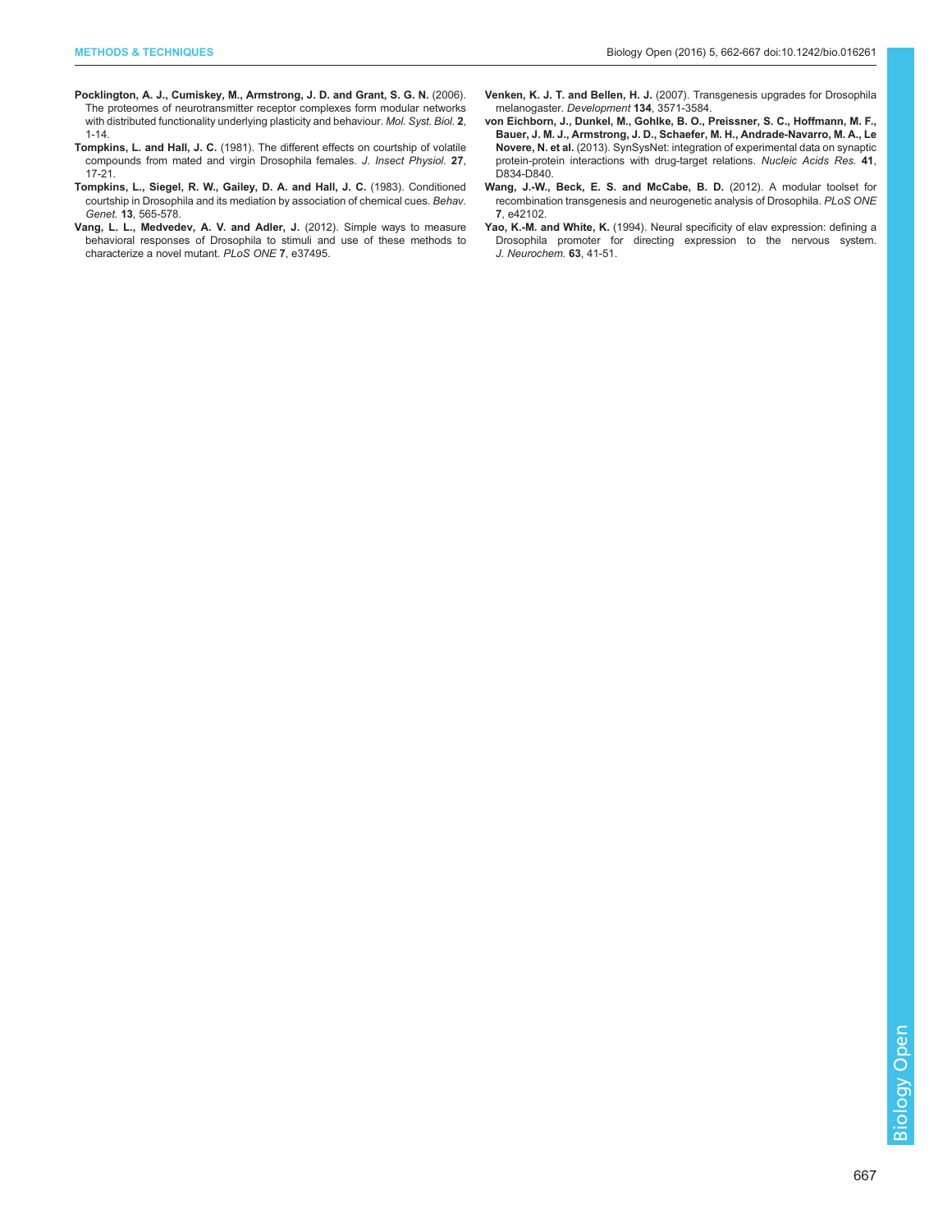**Pocklington, A. J., Cumiskey, M., Armstrong, J. D. and Grant, S. G. N.** (2006). The proteomes of neurotransmitter receptor complexes form modular networks with distributed functionality underlying plasticity and behaviour. *Mol. Syst. Biol.* **2**, 1-14.

**Tompkins, L. and Hall, J. C.** (1981). The different effects on courtship of volatile compounds from mated and virgin Drosophila females. *J. Insect Physiol.* **27**, 17-21.

**Tompkins, L., Siegel, R. W., Gailey, D. A. and Hall, J. C.** (1983). Conditioned courtship in Drosophila and its mediation by association of chemical cues. *Behav. Genet.* **13**, 565-578.

**Vang, L. L., Medvedev, A. V. and Adler, J.** (2012). Simple ways to measure behavioral responses of Drosophila to stimuli and use of these methods to characterize a novel mutant. *PLoS ONE* **7**, e37495.

**Venken, K. J. T. and Bellen, H. J.** (2007). Transgenesis upgrades for Drosophila melanogaster. *Development* **134**, 3571-3584.

**von Eichborn, J., Dunkel, M., Gohlke, B. O., Preissner, S. C., Hoffmann, M. F., Bauer, J. M. J., Armstrong, J. D., Schaefer, M. H., Andrade-Navarro, M. A., Le Novere, N. et al.** (2013). SynSysNet: integration of experimental data on synaptic protein-protein interactions with drug-target relations. *Nucleic Acids Res.* **41**, D834-D840.

**Wang, J.-W., Beck, E. S. and McCabe, B. D.** (2012). A modular toolset for recombination transgenesis and neurogenetic analysis of Drosophila. *PLoS ONE* **7**, e42102.

**Yao, K.-M. and White, K.** (1994). Neural specificity of elav expression: defining a Drosophila promoter for directing expression to the nervous system. *J. Neurochem.* **63**, 41-51.